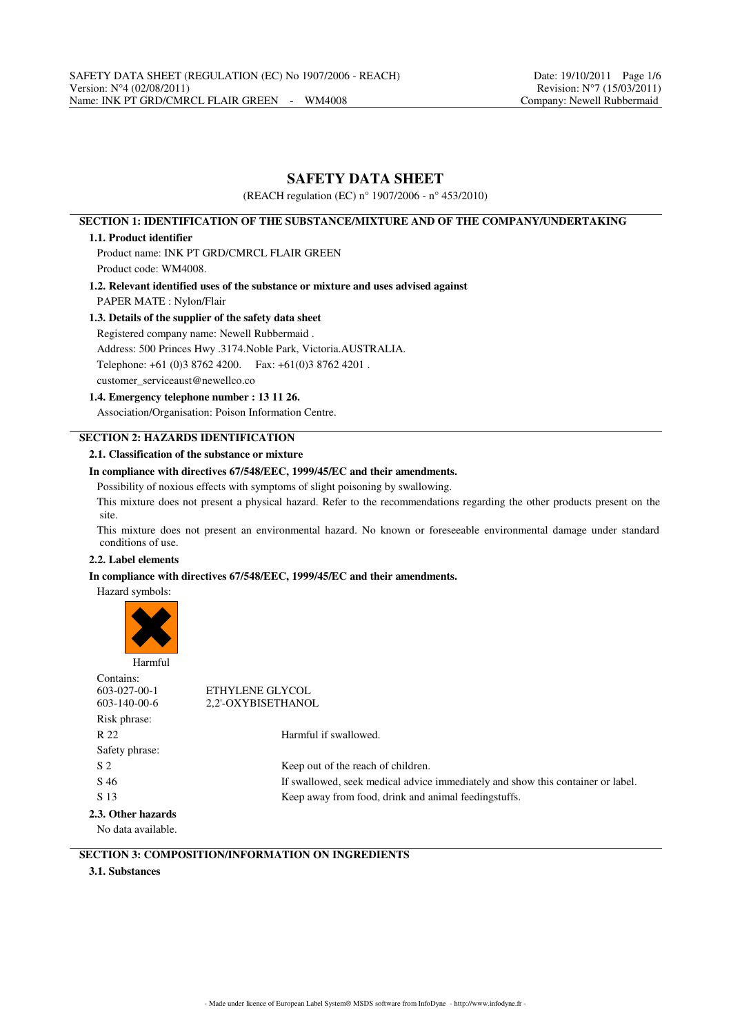# SAFETY DATA SHEET

(REACH regulation (EC) n° 1907/2006 - n° 453/2010)

## SECTION 1: IDENTIFICATION OF THE SUBSTANCE/MIXTURE AND OF THE COMPANY/UNDERTAKING

### 1.1. Product identifier

Product name: INK PT GRD/CMRCL FLAIR GREEN

Product code: WM4008.

### 1.2. Relevant identified uses of the substance or mixture and uses advised against

PAPER MATE : Nylon/Flair

### 1.3. Details of the supplier of the safety data sheet

Registered company name: Newell Rubbermaid .

Address: 500 Princes Hwy .3174.Noble Park, Victoria.AUSTRALIA.

Telephone: +61 (0)3 8762 4200. Fax: +61(0)3 8762 4201 .

customer_serviceaust@newellco.co

### 1.4. Emergency telephone number : 13 11 26.

Association/Organisation: Poison Information Centre.

## SECTION 2: HAZARDS IDENTIFICATION

### 2.1. Classification of the substance or mixture

**In compliance with directives 67/548/EEC, 1999/45/EC and their amendments.**

Possibility of noxious effects with symptoms of slight poisoning by swallowing.

This mixture does not present a physical hazard. Refer to the recommendations regarding the other products present on the site.

This mixture does not present an environmental hazard. No known or foreseeable environmental damage under standard conditions of use.

### 2.2. Label elements

**In compliance with directives 67/548/EEC, 1999/45/EC and their amendments.**

Hazard symbols:

Harmful

Contains:

| | |
|---|---|
| 603-027-00-1 | ETHYLENE GLYCOL |
| 603-140-00-6 | 2,2'-OXYBISETHANOL |

Risk phrase:

| | |
|---|---|
| R 22 | Harmful if swallowed. |

Safety phrase:

| | |
|---|---|
| S 2 | Keep out of the reach of children. |
| S 46 | If swallowed, seek medical advice immediately and show this container or label. |
| S 13 | Keep away from food, drink and animal feedingstuffs. |

### 2.3. Other hazards

No data available.

## SECTION 3: COMPOSITION/INFORMATION ON INGREDIENTS

### 3.1. Substances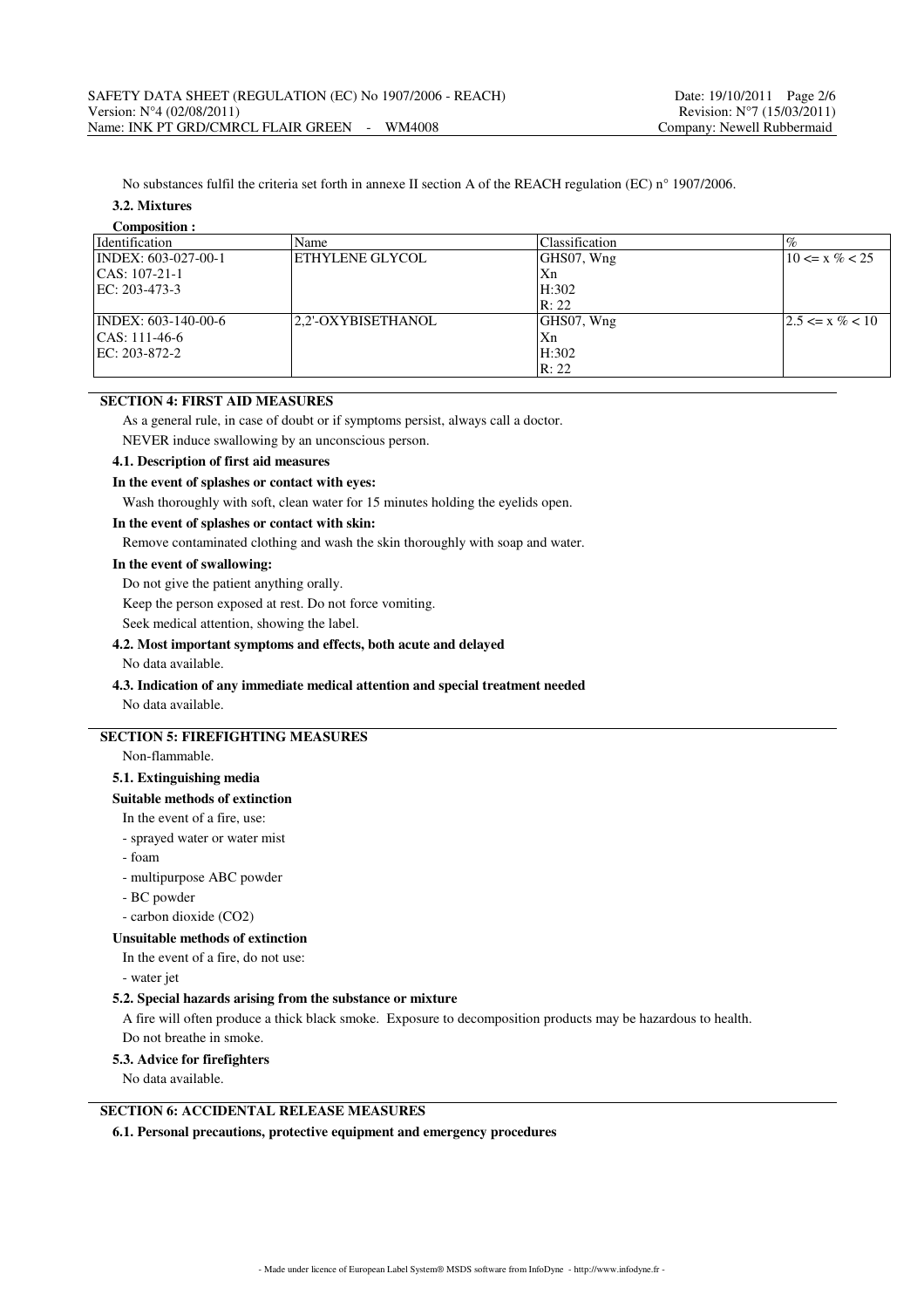No substances fulfil the criteria set forth in annexe II section A of the REACH regulation (EC) n° 1907/2006.

### 3.2. Mixtures

**Composition :**

| Identification | Name | Classification | % |
|---|---|---|---|
| INDEX: 603-027-00-1<br>CAS: 107-21-1<br>EC: 203-473-3 | ETHYLENE GLYCOL | GHS07, Wng<br>Xn<br>H:302<br>R: 22 | 10 <= x % < 25 |
| INDEX: 603-140-00-6<br>CAS: 111-46-6<br>EC: 203-872-2 | 2,2'-OXYBISETHANOL | GHS07, Wng<br>Xn<br>H:302<br>R: 22 | 2.5 <= x % < 10 |

## SECTION 4: FIRST AID MEASURES

As a general rule, in case of doubt or if symptoms persist, always call a doctor.

NEVER induce swallowing by an unconscious person.

### 4.1. Description of first aid measures

**In the event of splashes or contact with eyes:**

Wash thoroughly with soft, clean water for 15 minutes holding the eyelids open.

**In the event of splashes or contact with skin:**

Remove contaminated clothing and wash the skin thoroughly with soap and water.

**In the event of swallowing:**

Do not give the patient anything orally.

Keep the person exposed at rest. Do not force vomiting.

Seek medical attention, showing the label.

### 4.2. Most important symptoms and effects, both acute and delayed

No data available.

### 4.3. Indication of any immediate medical attention and special treatment needed

No data available.

## SECTION 5: FIREFIGHTING MEASURES

Non-flammable.

### 5.1. Extinguishing media

**Suitable methods of extinction**

In the event of a fire, use:

- sprayed water or water mist
- foam
- multipurpose ABC powder
- BC powder
- carbon dioxide ($CO_2$)

**Unsuitable methods of extinction**

In the event of a fire, do not use:

- water jet

### 5.2. Special hazards arising from the substance or mixture

A fire will often produce a thick black smoke. Exposure to decomposition products may be hazardous to health.

Do not breathe in smoke.

### 5.3. Advice for firefighters

No data available.

## SECTION 6: ACCIDENTAL RELEASE MEASURES

### 6.1. Personal precautions, protective equipment and emergency procedures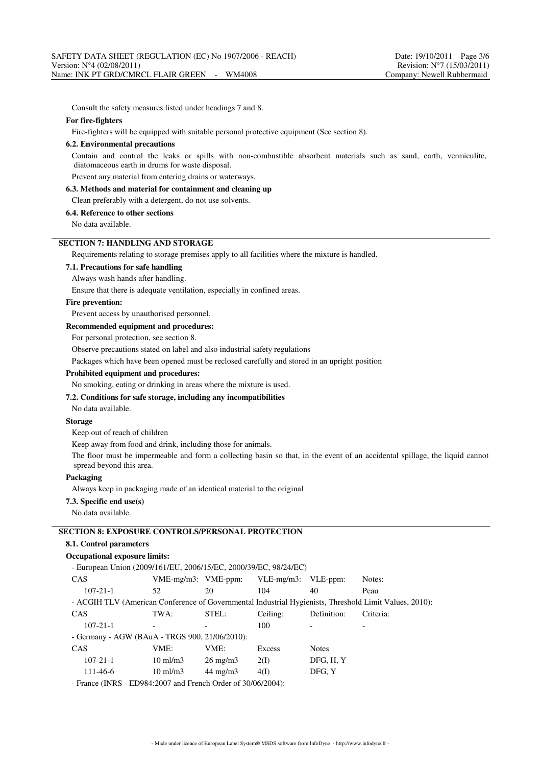Consult the safety measures listed under headings 7 and 8.

**For fire-fighters**

Fire-fighters will be equipped with suitable personal protective equipment (See section 8).

**6.2. Environmental precautions**

Contain and control the leaks or spills with non-combustible absorbent materials such as sand, earth, vermiculite, diatomaceous earth in drums for waste disposal.

Prevent any material from entering drains or waterways.

**6.3. Methods and material for containment and cleaning up**

Clean preferably with a detergent, do not use solvents.

**6.4. Reference to other sections**

No data available.

## SECTION 7: HANDLING AND STORAGE

Requirements relating to storage premises apply to all facilities where the mixture is handled.

**7.1. Precautions for safe handling**

Always wash hands after handling.

Ensure that there is adequate ventilation, especially in confined areas.

**Fire prevention:**

Prevent access by unauthorised personnel.

**Recommended equipment and procedures:**

For personal protection, see section 8.

Observe precautions stated on label and also industrial safety regulations

Packages which have been opened must be reclosed carefully and stored in an upright position

**Prohibited equipment and procedures:**

No smoking, eating or drinking in areas where the mixture is used.

**7.2. Conditions for safe storage, including any incompatibilities**

No data available.

**Storage**

Keep out of reach of children

Keep away from food and drink, including those for animals.

The floor must be impermeable and form a collecting basin so that, in the event of an accidental spillage, the liquid cannot spread beyond this area.

**Packaging**

Always keep in packaging made of an identical material to the original

**7.3. Specific end use(s)**

No data available.

## SECTION 8: EXPOSURE CONTROLS/PERSONAL PROTECTION

**8.1. Control parameters**

**Occupational exposure limits:**

- European Union (2009/161/EU, 2006/15/EC, 2000/39/EC, 98/24/EC)

| CAS | VME-mg/m3: | VME-ppm: | VLE-mg/m3: | VLE-ppm: | Notes: |
|---|---|---|---|---|---|
| 107-21-1 | 52 | 20 | 104 | 40 | Peau |

- ACGIH TLV (American Conference of Governmental Industrial Hygienists, Threshold Limit Values, 2010):

| CAS | TWA: | STEL: | Ceiling: | Definition: | Criteria: |
|---|---|---|---|---|---|
| 107-21-1 | - | - | 100 | - | - |

- Germany - AGW (BAuA - TRGS 900, 21/06/2010):

| CAS | VME: | VME: | Excess | Notes |
|---|---|---|---|---|
| 107-21-1 | 10 ml/m3 | 26 mg/m3 | 2(I) | DFG, H, Y |
| 111-46-6 | 10 ml/m3 | 44 mg/m3 | 4(I) | DFG, Y |

- France (INRS - ED984:2007 and French Order of 30/06/2004):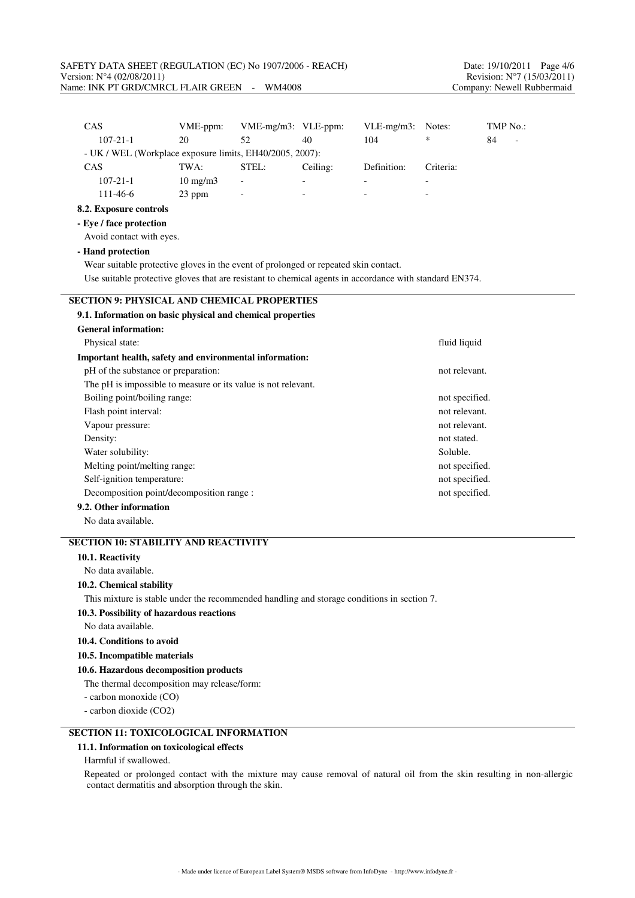| CAS | VME-ppm: | VME-mg/m3: | VLE-ppm: | VLE-mg/m3: | Notes: | TMP No.: |
|---|---|---|---|---|---|---|
| 107-21-1 | 20 | 52 | 40 | 104 | * | 84 - |

- UK / WEL (Workplace exposure limits, EH40/2005, 2007):

| CAS | TWA: | STEL: | Ceiling: | Definition: | Criteria: |
|---|---|---|---|---|---|
| 107-21-1 | 10 mg/m3 | - | - | - | - |
| 111-46-6 | 23 ppm | - | - | - | - |

**8.2. Exposure controls**

**- Eye / face protection**

Avoid contact with eyes.

**- Hand protection**

Wear suitable protective gloves in the event of prolonged or repeated skin contact.

Use suitable protective gloves that are resistant to chemical agents in accordance with standard EN374.

## SECTION 9: PHYSICAL AND CHEMICAL PROPERTIES

**9.1. Information on basic physical and chemical properties**

**General information:**

| | |
|---|---|
| Physical state: | fluid liquid |

**Important health, safety and environmental information:**

| | |
|---|---|
| pH of the substance or preparation: | not relevant. |
| The pH is impossible to measure or its value is not relevant. | |
| Boiling point/boiling range: | not specified. |
| Flash point interval: | not relevant. |
| Vapour pressure: | not relevant. |
| Density: | not stated. |
| Water solubility: | Soluble. |
| Melting point/melting range: | not specified. |
| Self-ignition temperature: | not specified. |
| Decomposition point/decomposition range : | not specified. |

**9.2. Other information**

No data available.

## SECTION 10: STABILITY AND REACTIVITY

**10.1. Reactivity**

No data available.

**10.2. Chemical stability**

This mixture is stable under the recommended handling and storage conditions in section 7.

**10.3. Possibility of hazardous reactions**

No data available.

**10.4. Conditions to avoid**

**10.5. Incompatible materials**

**10.6. Hazardous decomposition products**

The thermal decomposition may release/form:

- carbon monoxide (CO)
- carbon dioxide ($CO_2$)

## SECTION 11: TOXICOLOGICAL INFORMATION

**11.1. Information on toxicological effects**

Harmful if swallowed.

Repeated or prolonged contact with the mixture may cause removal of natural oil from the skin resulting in non-allergic contact dermatitis and absorption through the skin.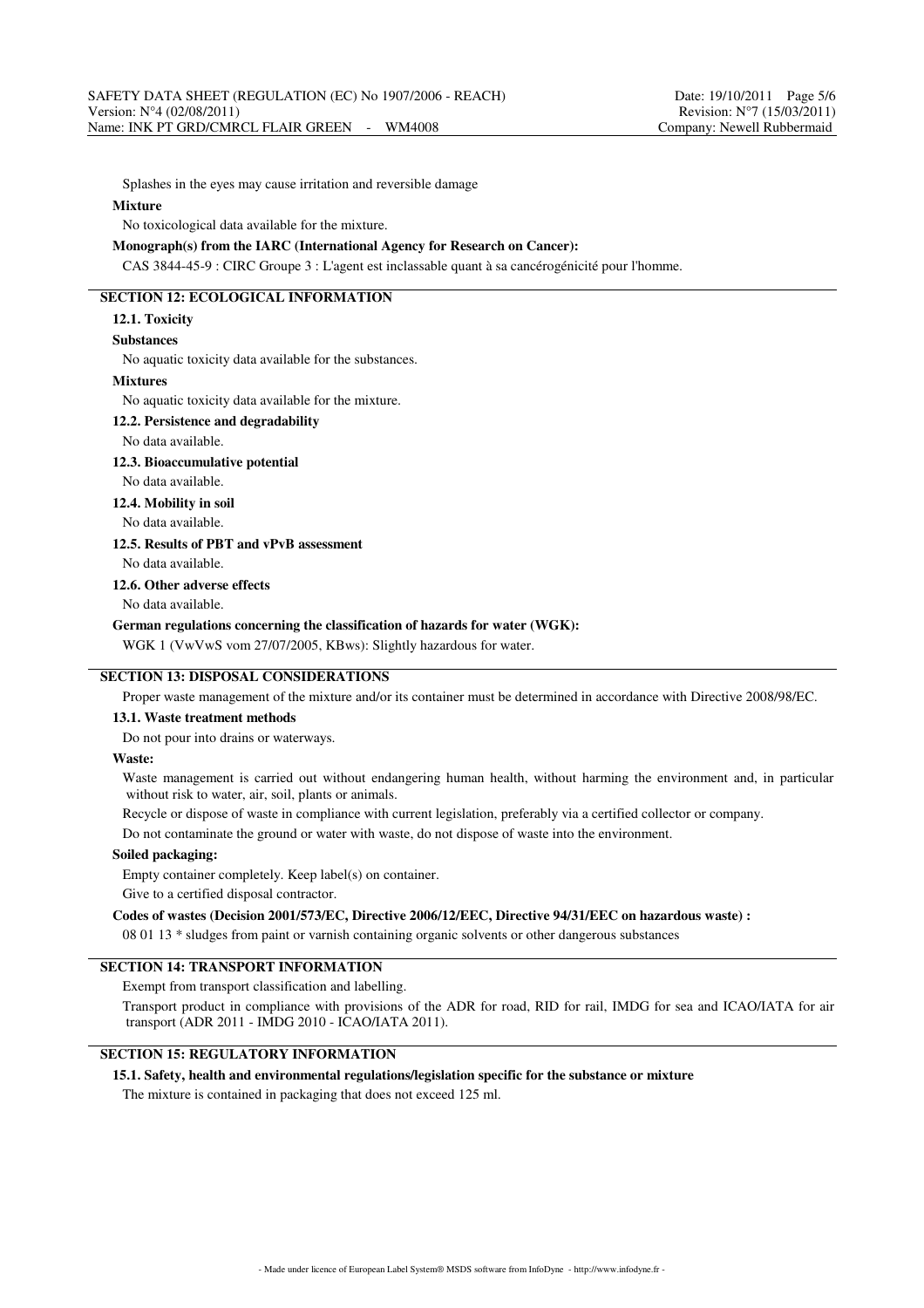Splashes in the eyes may cause irritation and reversible damage

**Mixture**

No toxicological data available for the mixture.

**Monograph(s) from the IARC (International Agency for Research on Cancer):**

CAS 3844-45-9 : CIRC Groupe 3 : L'agent est inclassable quant à sa cancérogénicité pour l'homme.

## SECTION 12: ECOLOGICAL INFORMATION

### 12.1. Toxicity

**Substances**

No aquatic toxicity data available for the substances.

**Mixtures**

No aquatic toxicity data available for the mixture.

### 12.2. Persistence and degradability

No data available.

### 12.3. Bioaccumulative potential

No data available.

### 12.4. Mobility in soil

No data available.

### 12.5. Results of PBT and vPvB assessment

No data available.

### 12.6. Other adverse effects

No data available.

**German regulations concerning the classification of hazards for water (WGK):**

WGK 1 (VwVwS vom 27/07/2005, KBws): Slightly hazardous for water.

## SECTION 13: DISPOSAL CONSIDERATIONS

Proper waste management of the mixture and/or its container must be determined in accordance with Directive 2008/98/EC.

### 13.1. Waste treatment methods

Do not pour into drains or waterways.

**Waste:**

Waste management is carried out without endangering human health, without harming the environment and, in particular without risk to water, air, soil, plants or animals.

Recycle or dispose of waste in compliance with current legislation, preferably via a certified collector or company.

Do not contaminate the ground or water with waste, do not dispose of waste into the environment.

**Soiled packaging:**

Empty container completely. Keep label(s) on container.

Give to a certified disposal contractor.

**Codes of wastes (Decision 2001/573/EC, Directive 2006/12/EEC, Directive 94/31/EEC on hazardous waste) :**

08 01 13 * sludges from paint or varnish containing organic solvents or other dangerous substances

## SECTION 14: TRANSPORT INFORMATION

Exempt from transport classification and labelling.

Transport product in compliance with provisions of the ADR for road, RID for rail, IMDG for sea and ICAO/IATA for air transport (ADR 2011 - IMDG 2010 - ICAO/IATA 2011).

## SECTION 15: REGULATORY INFORMATION

### 15.1. Safety, health and environmental regulations/legislation specific for the substance or mixture

The mixture is contained in packaging that does not exceed 125 ml.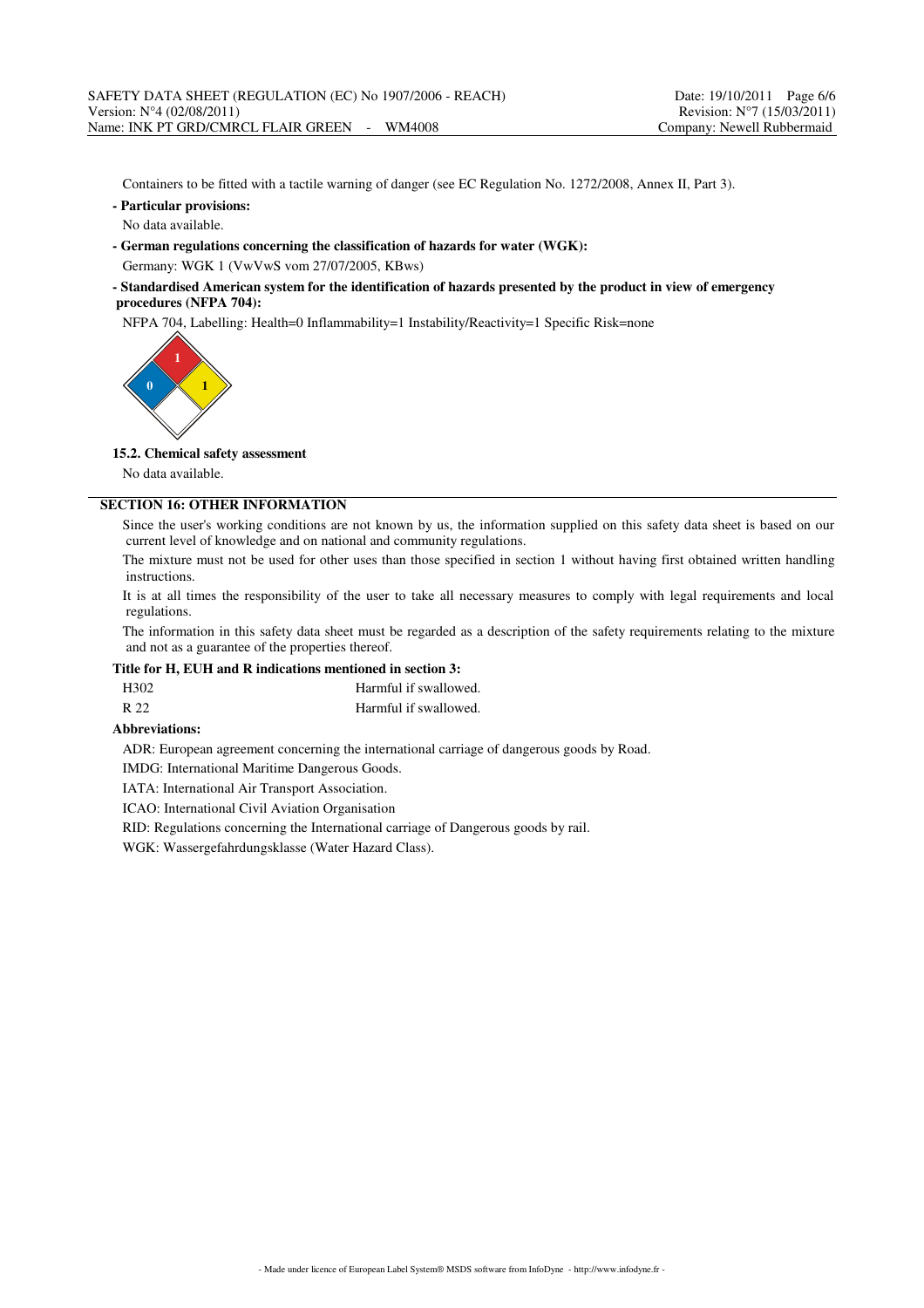Containers to be fitted with a tactile warning of danger (see EC Regulation No. 1272/2008, Annex II, Part 3).

**- Particular provisions:**

No data available.

**- German regulations concerning the classification of hazards for water (WGK):**

Germany: WGK 1 (VwVwS vom 27/07/2005, KBws)

**- Standardised American system for the identification of hazards presented by the product in view of emergency procedures (NFPA 704):**

NFPA 704, Labelling: Health=0 Inflammability=1 Instability/Reactivity=1 Specific Risk=none

1

0

1

### 15.2. Chemical safety assessment

No data available.

## SECTION 16: OTHER INFORMATION

Since the user's working conditions are not known by us, the information supplied on this safety data sheet is based on our current level of knowledge and on national and community regulations.

The mixture must not be used for other uses than those specified in section 1 without having first obtained written handling instructions.

It is at all times the responsibility of the user to take all necessary measures to comply with legal requirements and local regulations.

The information in this safety data sheet must be regarded as a description of the safety requirements relating to the mixture and not as a guarantee of the properties thereof.

**Title for H, EUH and R indications mentioned in section 3:**

| | |
|---|---|
| H302 | Harmful if swallowed. |
| R 22 | Harmful if swallowed. |

**Abbreviations:**

ADR: European agreement concerning the international carriage of dangerous goods by Road.

IMDG: International Maritime Dangerous Goods.

IATA: International Air Transport Association.

ICAO: International Civil Aviation Organisation

RID: Regulations concerning the International carriage of Dangerous goods by rail.

WGK: Wassergefahrdungsklasse (Water Hazard Class).